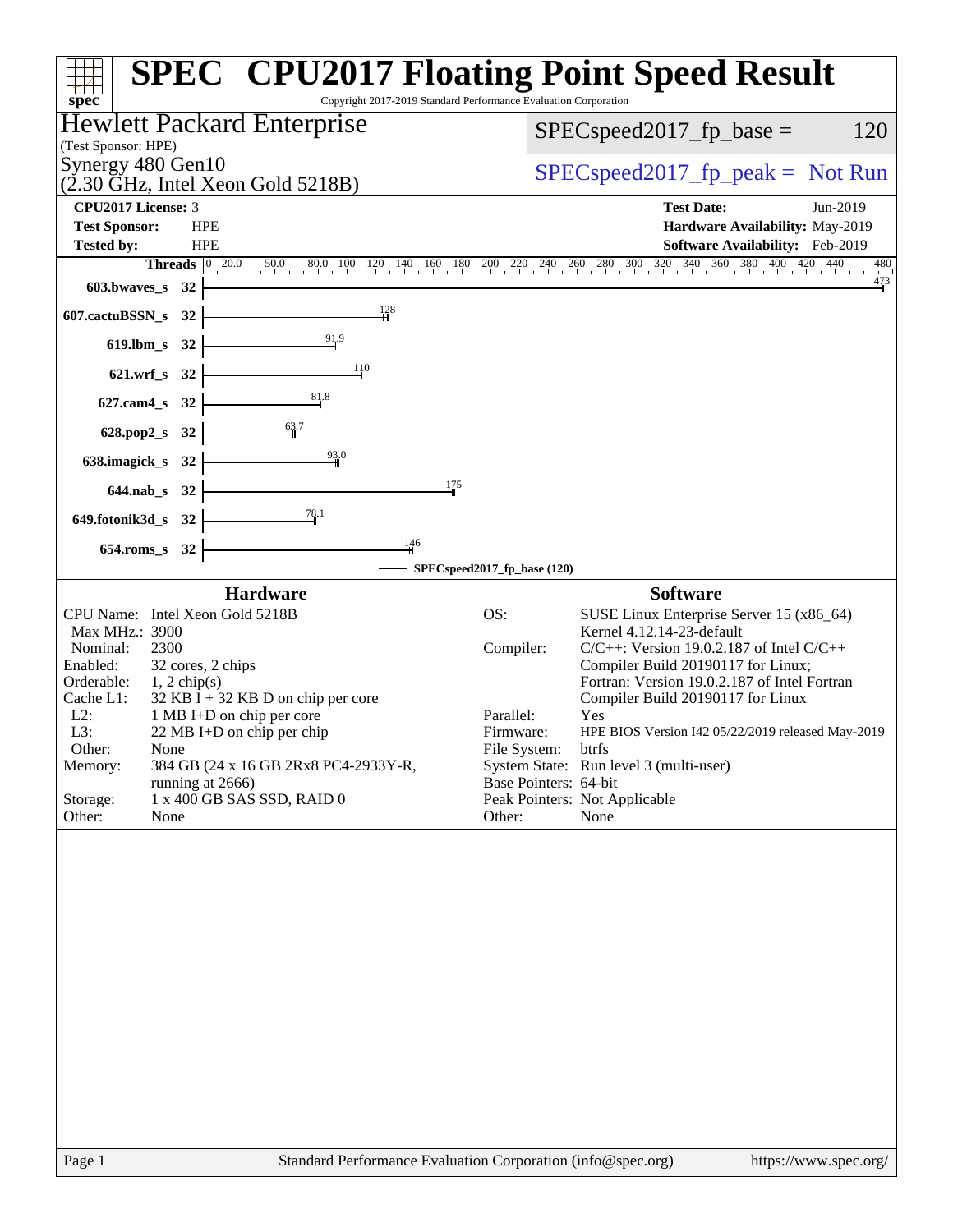# SPEC CPU2017 Floating Point Speed Result

Copyright 2017-2019 Standard Performance Evaluation Corporation

**Hewlett Packard Enterprise**
(Test Sponsor: HPE)

**Synergy 480 Gen10**
(2.30 GHz, Intel Xeon Gold 5218B)

SPECspeed2017_fp_base = 120

SPECspeed2017_fp_peak = Not Run

| | | | |
|---|---|---|---|
| **CPU2017 License:** | 3 | **Test Date:** | Jun-2019 |
| **Test Sponsor:** | HPE | **Hardware Availability:** | May-2019 |
| **Tested by:** | HPE | **Software Availability:** | Feb-2019 |

| Benchmark | Threads | Base Ratio |
|---|---|---|
| 603.bwaves_s | 32 | 473 |
| 607.cactuBSSN_s | 32 | 128 |
| 619.lbm_s | 32 | 91.9 |
| 621.wrf_s | 32 | 110 |
| 627.cam4_s | 32 | 81.8 |
| 628.pop2_s | 32 | 63.7 |
| 638.imagick_s | 32 | 93.0 |
| 644.nab_s | 32 | 175 |
| 649.fotonik3d_s | 32 | 78.1 |
| 654.roms_s | 32 | 146 |

SPECspeed2017_fp_base (120)

## Hardware

| | |
|---|---|
| CPU Name: | Intel Xeon Gold 5218B |
| Max MHz.: | 3900 |
| Nominal: | 2300 |
| Enabled: | 32 cores, 2 chips |
| Orderable: | 1, 2 chip(s) |
| Cache L1: | 32 KB I + 32 KB D on chip per core |
| L2: | 1 MB I+D on chip per core |
| L3: | 22 MB I+D on chip per chip |
| Other: | None |
| Memory: | 384 GB (24 x 16 GB 2Rx8 PC4-2933Y-R, running at 2666) |
| Storage: | 1 x 400 GB SAS SSD, RAID 0 |
| Other: | None |

## Software

| | |
|---|---|
| OS: | SUSE Linux Enterprise Server 15 (x86_64) Kernel 4.12.14-23-default |
| Compiler: | C/C++: Version 19.0.2.187 of Intel C/C++ Compiler Build 20190117 for Linux; Fortran: Version 19.0.2.187 of Intel Fortran Compiler Build 20190117 for Linux |
| Parallel: | Yes |
| Firmware: | HPE BIOS Version I42 05/22/2019 released May-2019 |
| File System: | btrfs |
| System State: | Run level 3 (multi-user) |
| Base Pointers: | 64-bit |
| Peak Pointers: | Not Applicable |
| Other: | None |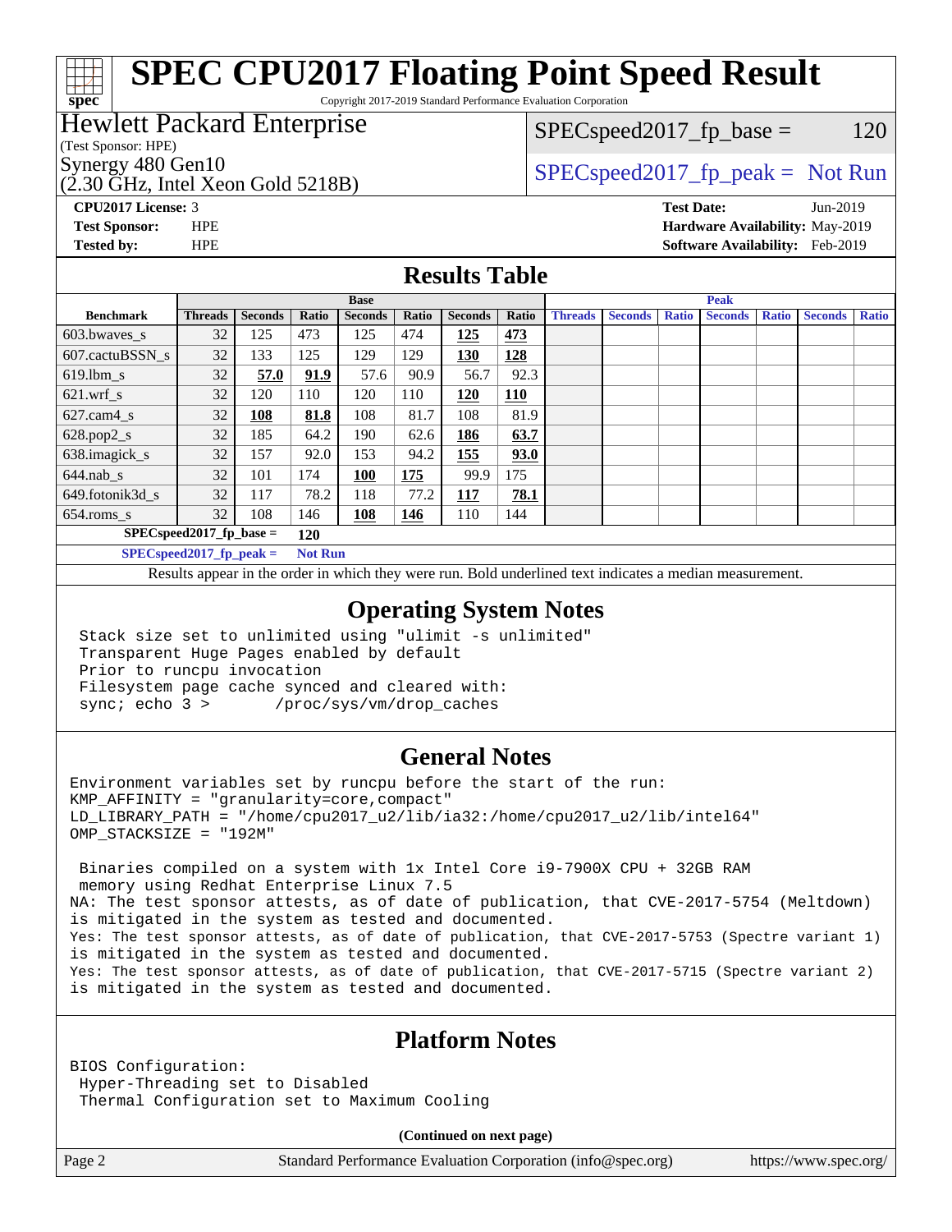# SPEC CPU2017 Floating Point Speed Result

Copyright 2017-2019 Standard Performance Evaluation Corporation

**Hewlett Packard Enterprise**
(Test Sponsor: HPE)
Synergy 480 Gen10
(2.30 GHz, Intel Xeon Gold 5218B)

SPECspeed2017_fp_base = 120

SPECspeed2017_fp_peak = Not Run

**CPU2017 License:** 3
**Test Sponsor:** HPE
**Tested by:** HPE

**Test Date:** Jun-2019
**Hardware Availability:** May-2019
**Software Availability:** Feb-2019

## Results Table

| Benchmark | Base | | | | | | | Peak | | | | | | |
|---|---|---|---|---|---|---|---|---|---|---|---|---|---|---|
| | Threads | Seconds | Ratio | Seconds | Ratio | Seconds | Ratio | Threads | Seconds | Ratio | Seconds | Ratio | Seconds | Ratio |
| 603.bwaves_s | 32 | 125 | 473 | 125 | 474 | **125** | **473** | | | | | | | |
| 607.cactuBSSN_s | 32 | 133 | 125 | 129 | 129 | **130** | **128** | | | | | | | |
| 619.lbm_s | 32 | **57.0** | **91.9** | 57.6 | 90.9 | 56.7 | 92.3 | | | | | | | |
| 621.wrf_s | 32 | 120 | 110 | 120 | 110 | **120** | **110** | | | | | | | |
| 627.cam4_s | 32 | **108** | **81.8** | 108 | 81.7 | 108 | 81.9 | | | | | | | |
| 628.pop2_s | 32 | 185 | 64.2 | 190 | 62.6 | **186** | **63.7** | | | | | | | |
| 638.imagick_s | 32 | 157 | 92.0 | 153 | 94.2 | **155** | **93.0** | | | | | | | |
| 644.nab_s | 32 | 101 | 174 | **100** | **175** | 99.9 | 175 | | | | | | | |
| 649.fotonik3d_s | 32 | 117 | 78.2 | 118 | 77.2 | **117** | **78.1** | | | | | | | |
| 654.roms_s | 32 | 108 | 146 | **108** | **146** | 110 | 144 | | | | | | | |

**SPECspeed2017_fp_base = 120**

**SPECspeed2017_fp_peak = Not Run**

Results appear in the order in which they were run. Bold underlined text indicates a median measurement.

## Operating System Notes

```
Stack size set to unlimited using "ulimit -s unlimited"
Transparent Huge Pages enabled by default
Prior to runcpu invocation
Filesystem page cache synced and cleared with:
sync; echo 3 >       /proc/sys/vm/drop_caches
```

## General Notes

```
Environment variables set by runcpu before the start of the run:
KMP_AFFINITY = "granularity=core,compact"
LD_LIBRARY_PATH = "/home/cpu2017_u2/lib/ia32:/home/cpu2017_u2/lib/intel64"
OMP_STACKSIZE = "192M"

 Binaries compiled on a system with 1x Intel Core i9-7900X CPU + 32GB RAM
 memory using Redhat Enterprise Linux 7.5
NA: The test sponsor attests, as of date of publication, that CVE-2017-5754 (Meltdown)
is mitigated in the system as tested and documented.
Yes: The test sponsor attests, as of date of publication, that CVE-2017-5753 (Spectre variant 1)
is mitigated in the system as tested and documented.
Yes: The test sponsor attests, as of date of publication, that CVE-2017-5715 (Spectre variant 2)
is mitigated in the system as tested and documented.
```

## Platform Notes

```
BIOS Configuration:
 Hyper-Threading set to Disabled
 Thermal Configuration set to Maximum Cooling
```

**(Continued on next page)**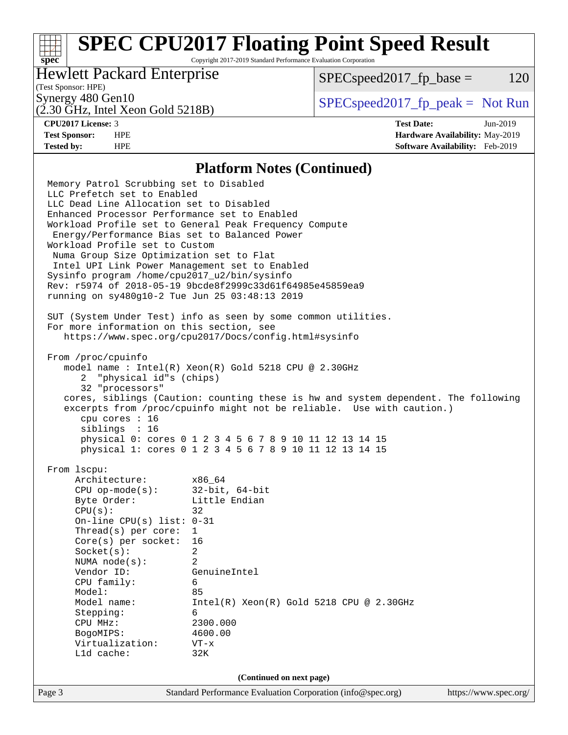## Platform Notes (Continued)

```
Memory Patrol Scrubbing set to Disabled
LLC Prefetch set to Enabled
LLC Dead Line Allocation set to Disabled
Enhanced Processor Performance set to Enabled
Workload Profile set to General Peak Frequency Compute
 Energy/Performance Bias set to Balanced Power
Workload Profile set to Custom
 Numa Group Size Optimization set to Flat
 Intel UPI Link Power Management set to Enabled
Sysinfo program /home/cpu2017_u2/bin/sysinfo
Rev: r5974 of 2018-05-19 9bcde8f2999c33d61f64985e45859ea9
running on sy480g10-2 Tue Jun 25 03:48:13 2019

SUT (System Under Test) info as seen by some common utilities.
For more information on this section, see
   https://www.spec.org/cpu2017/Docs/config.html#sysinfo

From /proc/cpuinfo
   model name : Intel(R) Xeon(R) Gold 5218 CPU @ 2.30GHz
      2  "physical id"s (chips)
      32 "processors"
   cores, siblings (Caution: counting these is hw and system dependent. The following
   excerpts from /proc/cpuinfo might not be reliable.  Use with caution.)
      cpu cores : 16
      siblings  : 16
      physical 0: cores 0 1 2 3 4 5 6 7 8 9 10 11 12 13 14 15
      physical 1: cores 0 1 2 3 4 5 6 7 8 9 10 11 12 13 14 15

From lscpu:
     Architecture:          x86_64
     CPU op-mode(s):        32-bit, 64-bit
     Byte Order:            Little Endian
     CPU(s):                32
     On-line CPU(s) list:   0-31
     Thread(s) per core:    1
     Core(s) per socket:    16
     Socket(s):             2
     NUMA node(s):          2
     Vendor ID:             GenuineIntel
     CPU family:            6
     Model:                 85
     Model name:            Intel(R) Xeon(R) Gold 5218 CPU @ 2.30GHz
     Stepping:              6
     CPU MHz:               2300.000
     BogoMIPS:              4600.00
     Virtualization:        VT-x
     L1d cache:             32K
```

(Continued on next page)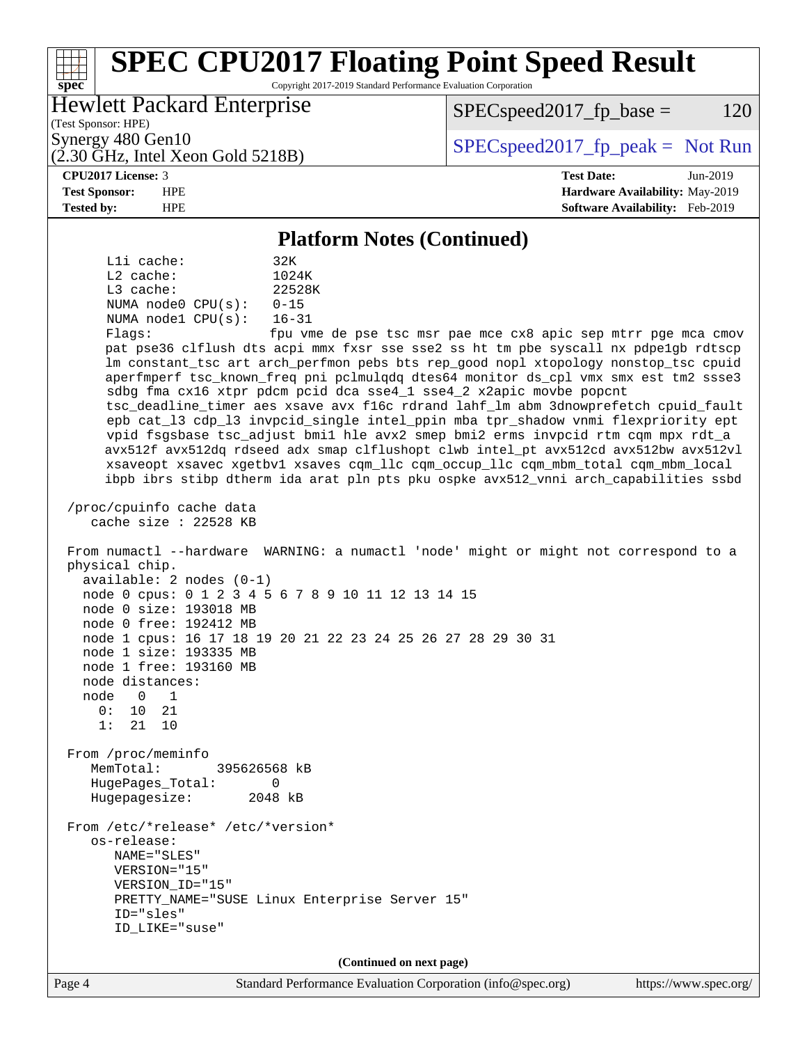## Platform Notes (Continued)

```
    L1i cache:           32K
    L2 cache:            1024K
    L3 cache:            22528K
    NUMA node0 CPU(s):   0-15
    NUMA node1 CPU(s):   16-31
    Flags:               fpu vme de pse tsc msr pae mce cx8 apic sep mtrr pge mca cmov
    pat pse36 clflush dts acpi mmx fxsr sse sse2 ss ht tm pbe syscall nx pdpe1gb rdtscp
    lm constant_tsc art arch_perfmon pebs bts rep_good nopl xtopology nonstop_tsc cpuid
    aperfmperf tsc_known_freq pni pclmulqdq dtes64 monitor ds_cpl vmx smx est tm2 ssse3
    sdbg fma cx16 xtpr pdcm pcid dca sse4_1 sse4_2 x2apic movbe popcnt
    tsc_deadline_timer aes xsave avx f16c rdrand lahf_lm abm 3dnowprefetch cpuid_fault
    epb cat_l3 cdp_l3 invpcid_single intel_ppin mba tpr_shadow vnmi flexpriority ept
    vpid fsgsbase tsc_adjust bmi1 hle avx2 smep bmi2 erms invpcid rtm cqm mpx rdt_a
    avx512f avx512dq rdseed adx smap clflushopt clwb intel_pt avx512cd avx512bw avx512vl
    xsaveopt xsavec xgetbv1 xsaves cqm_llc cqm_occup_llc cqm_mbm_total cqm_mbm_local
    ibpb ibrs stibp dtherm ida arat pln pts pku ospke avx512_vnni arch_capabilities ssbd

/proc/cpuinfo cache data
   cache size : 22528 KB

From numactl --hardware  WARNING: a numactl 'node' might or might not correspond to a
physical chip.
  available: 2 nodes (0-1)
  node 0 cpus: 0 1 2 3 4 5 6 7 8 9 10 11 12 13 14 15
  node 0 size: 193018 MB
  node 0 free: 192412 MB
  node 1 cpus: 16 17 18 19 20 21 22 23 24 25 26 27 28 29 30 31
  node 1 size: 193335 MB
  node 1 free: 193160 MB
  node distances:
  node   0   1
    0:  10  21
    1:  21  10

From /proc/meminfo
   MemTotal:       395626568 kB
   HugePages_Total:       0
   Hugepagesize:       2048 kB

From /etc/*release* /etc/*version*
   os-release:
      NAME="SLES"
      VERSION="15"
      VERSION_ID="15"
      PRETTY_NAME="SUSE Linux Enterprise Server 15"
      ID="sles"
      ID_LIKE="suse"
```

(Continued on next page)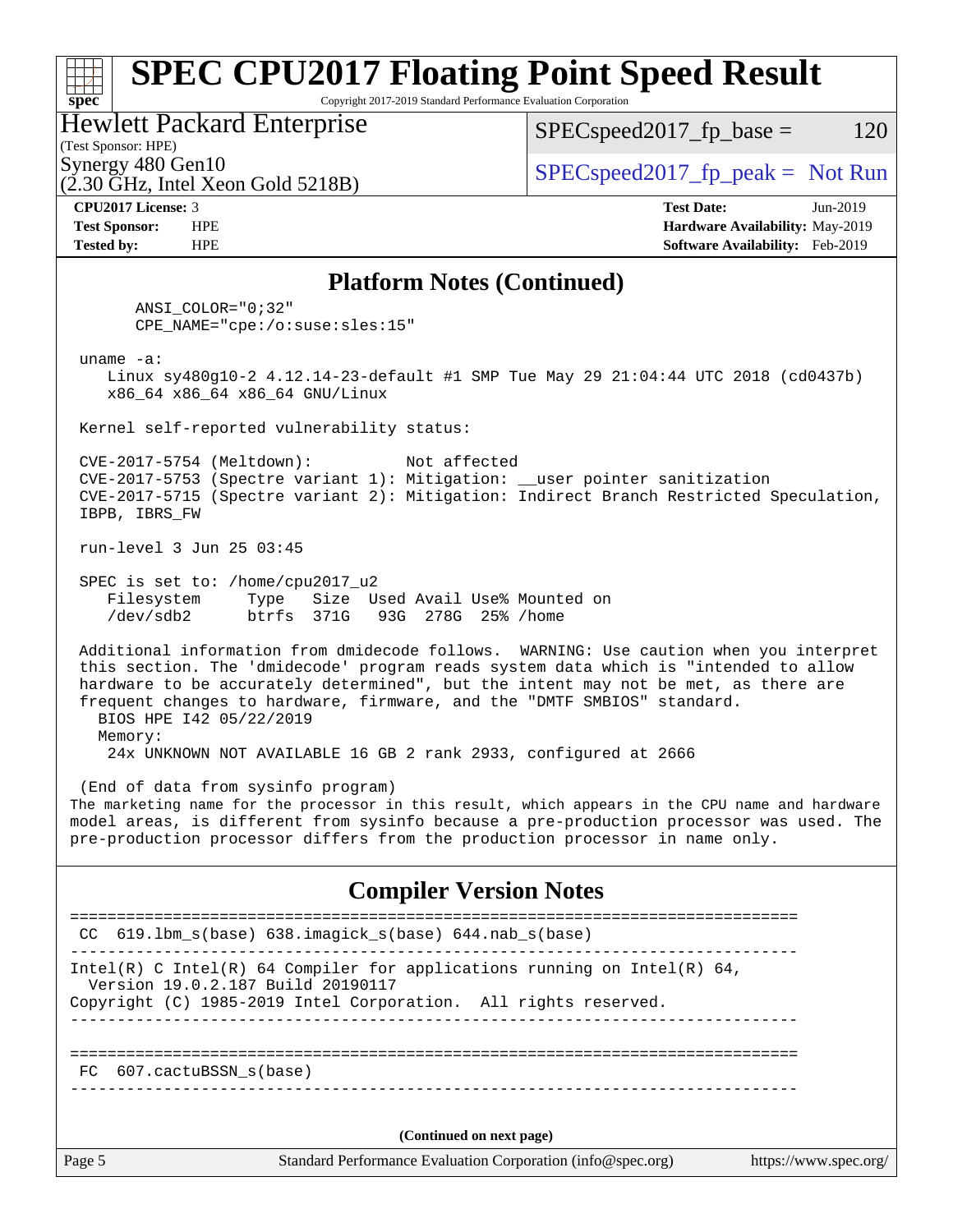# SPEC CPU2017 Floating Point Speed Result

Copyright 2017-2019 Standard Performance Evaluation Corporation

**Hewlett Packard Enterprise**
(Test Sponsor: HPE)
Synergy 480 Gen10
(2.30 GHz, Intel Xeon Gold 5218B)

SPECspeed2017_fp_base = 120

SPECspeed2017_fp_peak = Not Run

**CPU2017 License:** 3
**Test Sponsor:** HPE
**Tested by:** HPE

**Test Date:** Jun-2019
**Hardware Availability:** May-2019
**Software Availability:** Feb-2019

## Platform Notes (Continued)

```
      ANSI_COLOR="0;32"
      CPE_NAME="cpe:/o:suse:sles:15"

 uname -a:
    Linux sy480g10-2 4.12.14-23-default #1 SMP Tue May 29 21:04:44 UTC 2018 (cd0437b)
    x86_64 x86_64 x86_64 GNU/Linux

 Kernel self-reported vulnerability status:

 CVE-2017-5754 (Meltdown):          Not affected
 CVE-2017-5753 (Spectre variant 1): Mitigation: __user pointer sanitization
 CVE-2017-5715 (Spectre variant 2): Mitigation: Indirect Branch Restricted Speculation,
 IBPB, IBRS_FW

 run-level 3 Jun 25 03:45

 SPEC is set to: /home/cpu2017_u2
    Filesystem     Type   Size  Used Avail Use% Mounted on
    /dev/sdb2      btrfs  371G   93G  278G  25% /home

 Additional information from dmidecode follows.  WARNING: Use caution when you interpret
 this section. The 'dmidecode' program reads system data which is "intended to allow
 hardware to be accurately determined", but the intent may not be met, as there are
 frequent changes to hardware, firmware, and the "DMTF SMBIOS" standard.
   BIOS HPE I42 05/22/2019
   Memory:
    24x UNKNOWN NOT AVAILABLE 16 GB 2 rank 2933, configured at 2666

 (End of data from sysinfo program)
```

The marketing name for the processor in this result, which appears in the CPU name and hardware model areas, is different from sysinfo because a pre-production processor was used. The pre-production processor differs from the production processor in name only.

## Compiler Version Notes

```
==============================================================================
 CC  619.lbm_s(base) 638.imagick_s(base) 644.nab_s(base)
------------------------------------------------------------------------------
Intel(R) C Intel(R) 64 Compiler for applications running on Intel(R) 64,
  Version 19.0.2.187 Build 20190117
Copyright (C) 1985-2019 Intel Corporation.  All rights reserved.
------------------------------------------------------------------------------

==============================================================================
 FC  607.cactuBSSN_s(base)
------------------------------------------------------------------------------
```

**(Continued on next page)**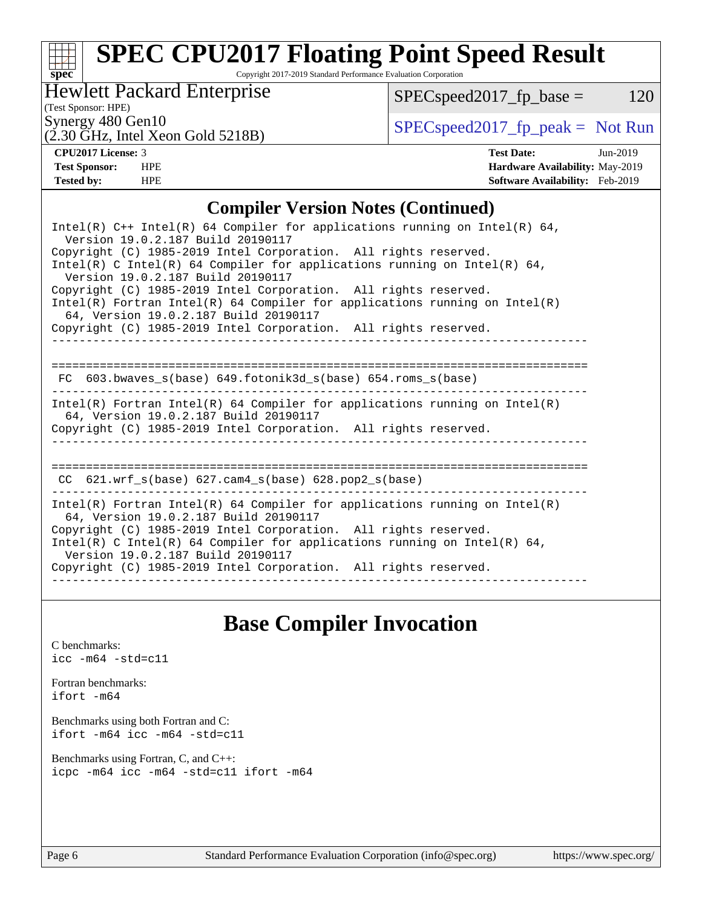## Compiler Version Notes (Continued)

```
Intel(R) C++ Intel(R) 64 Compiler for applications running on Intel(R) 64,
  Version 19.0.2.187 Build 20190117
Copyright (C) 1985-2019 Intel Corporation.  All rights reserved.
Intel(R) C Intel(R) 64 Compiler for applications running on Intel(R) 64,
  Version 19.0.2.187 Build 20190117
Copyright (C) 1985-2019 Intel Corporation.  All rights reserved.
Intel(R) Fortran Intel(R) 64 Compiler for applications running on Intel(R)
  64, Version 19.0.2.187 Build 20190117
Copyright (C) 1985-2019 Intel Corporation.  All rights reserved.
------------------------------------------------------------------------------

==============================================================================
 FC  603.bwaves_s(base) 649.fotonik3d_s(base) 654.roms_s(base)
------------------------------------------------------------------------------
Intel(R) Fortran Intel(R) 64 Compiler for applications running on Intel(R)
  64, Version 19.0.2.187 Build 20190117
Copyright (C) 1985-2019 Intel Corporation.  All rights reserved.
------------------------------------------------------------------------------

==============================================================================
 CC  621.wrf_s(base) 627.cam4_s(base) 628.pop2_s(base)
------------------------------------------------------------------------------
Intel(R) Fortran Intel(R) 64 Compiler for applications running on Intel(R)
  64, Version 19.0.2.187 Build 20190117
Copyright (C) 1985-2019 Intel Corporation.  All rights reserved.
Intel(R) C Intel(R) 64 Compiler for applications running on Intel(R) 64,
  Version 19.0.2.187 Build 20190117
Copyright (C) 1985-2019 Intel Corporation.  All rights reserved.
------------------------------------------------------------------------------
```

## Base Compiler Invocation

C benchmarks:
```
icc -m64 -std=c11
```

Fortran benchmarks:
```
ifort -m64
```

Benchmarks using both Fortran and C:
```
ifort -m64 icc -m64 -std=c11
```

Benchmarks using Fortran, C, and C++:
```
icpc -m64 icc -m64 -std=c11 ifort -m64
```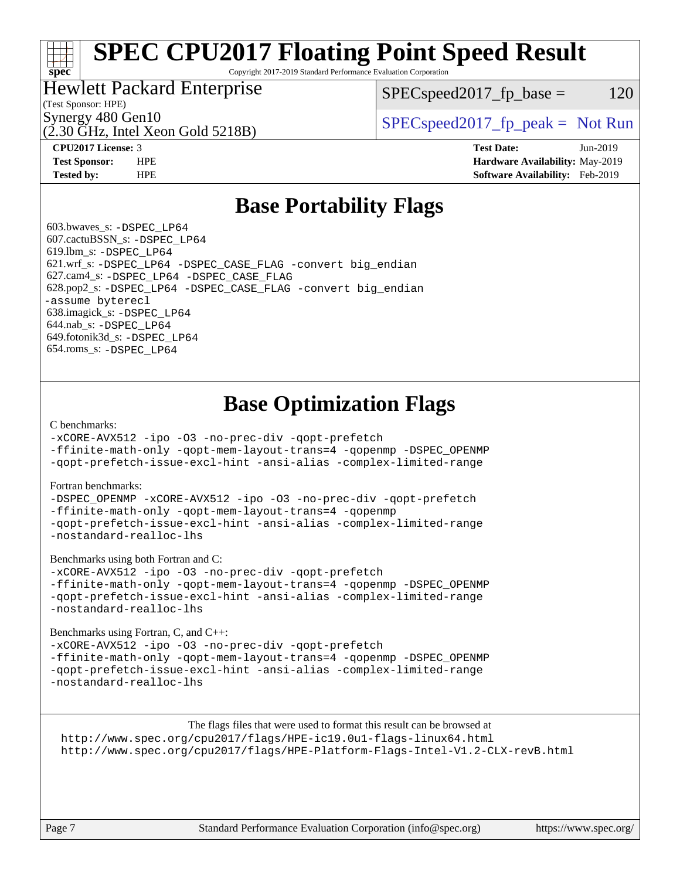# SPEC CPU2017 Floating Point Speed Result

Copyright 2017-2019 Standard Performance Evaluation Corporation

**Hewlett Packard Enterprise**
(Test Sponsor: HPE)
Synergy 480 Gen10
(2.30 GHz, Intel Xeon Gold 5218B)

SPECspeed2017_fp_base = 120

SPECspeed2017_fp_peak = Not Run

| | | | |
|---|---|---|---|
| **CPU2017 License:** | 3 | **Test Date:** | Jun-2019 |
| **Test Sponsor:** | HPE | **Hardware Availability:** | May-2019 |
| **Tested by:** | HPE | **Software Availability:** | Feb-2019 |

## Base Portability Flags

603.bwaves_s: -DSPEC_LP64
607.cactuBSSN_s: -DSPEC_LP64
619.lbm_s: -DSPEC_LP64
621.wrf_s: -DSPEC_LP64 -DSPEC_CASE_FLAG -convert big_endian
627.cam4_s: -DSPEC_LP64 -DSPEC_CASE_FLAG
628.pop2_s: -DSPEC_LP64 -DSPEC_CASE_FLAG -convert big_endian -assume byterecl
638.imagick_s: -DSPEC_LP64
644.nab_s: -DSPEC_LP64
649.fotonik3d_s: -DSPEC_LP64
654.roms_s: -DSPEC_LP64

## Base Optimization Flags

C benchmarks:
-xCORE-AVX512 -ipo -O3 -no-prec-div -qopt-prefetch -ffinite-math-only -qopt-mem-layout-trans=4 -qopenmp -DSPEC_OPENMP -qopt-prefetch-issue-excl-hint -ansi-alias -complex-limited-range

Fortran benchmarks:
-DSPEC_OPENMP -xCORE-AVX512 -ipo -O3 -no-prec-div -qopt-prefetch -ffinite-math-only -qopt-mem-layout-trans=4 -qopenmp -qopt-prefetch-issue-excl-hint -ansi-alias -complex-limited-range -nostandard-realloc-lhs

Benchmarks using both Fortran and C:
-xCORE-AVX512 -ipo -O3 -no-prec-div -qopt-prefetch -ffinite-math-only -qopt-mem-layout-trans=4 -qopenmp -DSPEC_OPENMP -qopt-prefetch-issue-excl-hint -ansi-alias -complex-limited-range -nostandard-realloc-lhs

Benchmarks using Fortran, C, and C++:
-xCORE-AVX512 -ipo -O3 -no-prec-div -qopt-prefetch -ffinite-math-only -qopt-mem-layout-trans=4 -qopenmp -DSPEC_OPENMP -qopt-prefetch-issue-excl-hint -ansi-alias -complex-limited-range -nostandard-realloc-lhs

The flags files that were used to format this result can be browsed at
http://www.spec.org/cpu2017/flags/HPE-ic19.0u1-flags-linux64.html
http://www.spec.org/cpu2017/flags/HPE-Platform-Flags-Intel-V1.2-CLX-revB.html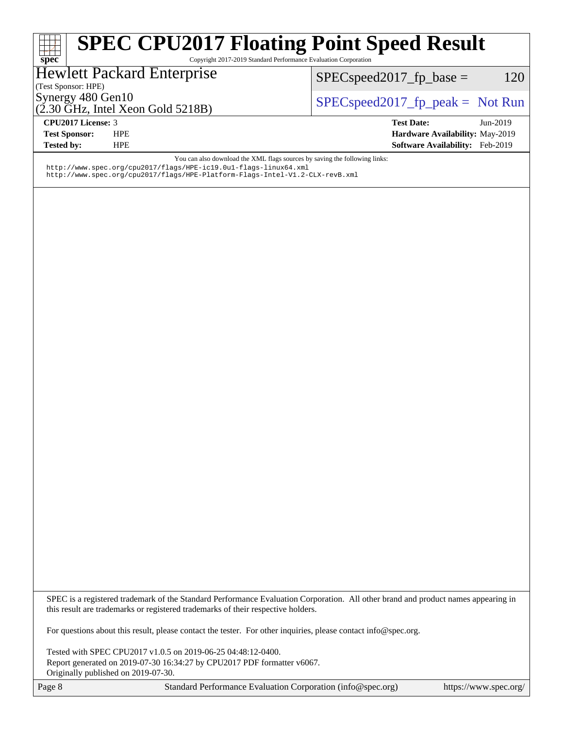# SPEC CPU2017 Floating Point Speed Result

Copyright 2017-2019 Standard Performance Evaluation Corporation

**Hewlett Packard Enterprise**
(Test Sponsor: HPE)

Synergy 480 Gen10
(2.30 GHz, Intel Xeon Gold 5218B)

SPECspeed2017_fp_base = 120

SPECspeed2017_fp_peak = Not Run

**CPU2017 License:** 3
**Test Sponsor:** HPE
**Tested by:** HPE

**Test Date:** Jun-2019
**Hardware Availability:** May-2019
**Software Availability:** Feb-2019

You can also download the XML flags sources by saving the following links:

```
http://www.spec.org/cpu2017/flags/HPE-ic19.0u1-flags-linux64.xml
http://www.spec.org/cpu2017/flags/HPE-Platform-Flags-Intel-V1.2-CLX-revB.xml
```

SPEC is a registered trademark of the Standard Performance Evaluation Corporation. All other brand and product names appearing in this result are trademarks or registered trademarks of their respective holders.

For questions about this result, please contact the tester. For other inquiries, please contact info@spec.org.

Tested with SPEC CPU2017 v1.0.5 on 2019-06-25 04:48:12-0400.
Report generated on 2019-07-30 16:34:27 by CPU2017 PDF formatter v6067.
Originally published on 2019-07-30.